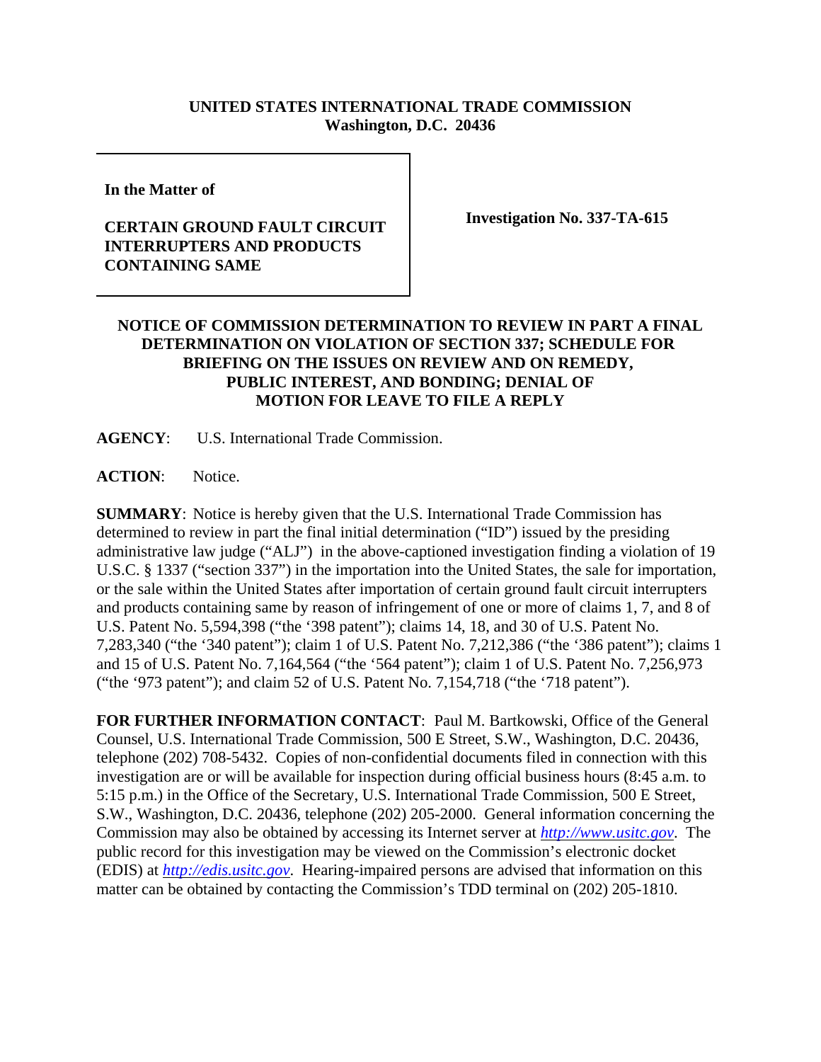**UNITED STATES INTERNATIONAL TRADE COMMISSION**
**Washington, D.C. 20436**

| **In the Matter of** **CERTAIN GROUND FAULT CIRCUIT INTERRUPTERS AND PRODUCTS CONTAINING SAME** | **Investigation No. 337-TA-615** |
|---|---|

**NOTICE OF COMMISSION DETERMINATION TO REVIEW IN PART A FINAL DETERMINATION ON VIOLATION OF SECTION 337; SCHEDULE FOR BRIEFING ON THE ISSUES ON REVIEW AND ON REMEDY, PUBLIC INTEREST, AND BONDING; DENIAL OF MOTION FOR LEAVE TO FILE A REPLY**

**AGENCY**: U.S. International Trade Commission.

**ACTION**: Notice.

**SUMMARY**: Notice is hereby given that the U.S. International Trade Commission has determined to review in part the final initial determination ("ID") issued by the presiding administrative law judge ("ALJ") in the above-captioned investigation finding a violation of 19 U.S.C. § 1337 ("section 337") in the importation into the United States, the sale for importation, or the sale within the United States after importation of certain ground fault circuit interrupters and products containing same by reason of infringement of one or more of claims 1, 7, and 8 of U.S. Patent No. 5,594,398 ("the '398 patent"); claims 14, 18, and 30 of U.S. Patent No. 7,283,340 ("the '340 patent"); claim 1 of U.S. Patent No. 7,212,386 ("the '386 patent"); claims 1 and 15 of U.S. Patent No. 7,164,564 ("the '564 patent"); claim 1 of U.S. Patent No. 7,256,973 ("the '973 patent"); and claim 52 of U.S. Patent No. 7,154,718 ("the '718 patent").

**FOR FURTHER INFORMATION CONTACT**: Paul M. Bartkowski, Office of the General Counsel, U.S. International Trade Commission, 500 E Street, S.W., Washington, D.C. 20436, telephone (202) 708-5432. Copies of non-confidential documents filed in connection with this investigation are or will be available for inspection during official business hours (8:45 a.m. to 5:15 p.m.) in the Office of the Secretary, U.S. International Trade Commission, 500 E Street, S.W., Washington, D.C. 20436, telephone (202) 205-2000. General information concerning the Commission may also be obtained by accessing its Internet server at *http://www.usitc.gov*. The public record for this investigation may be viewed on the Commission's electronic docket (EDIS) at *http://edis.usitc.gov*. Hearing-impaired persons are advised that information on this matter can be obtained by contacting the Commission's TDD terminal on (202) 205-1810.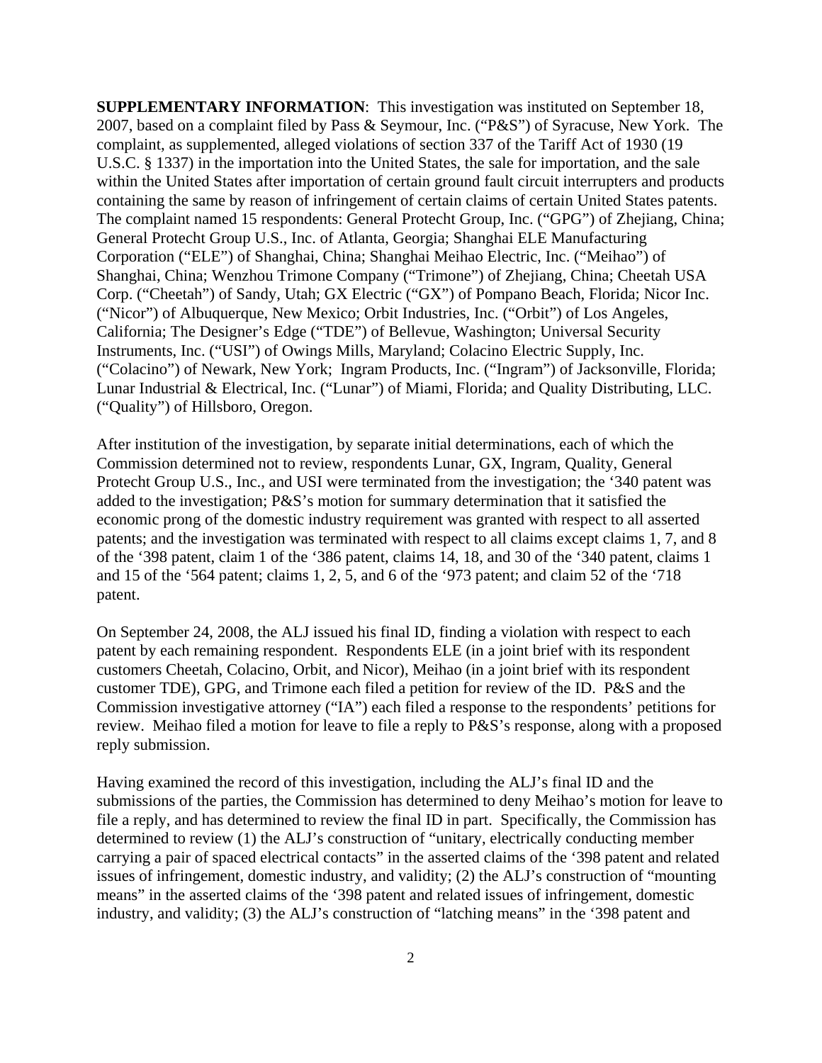**SUPPLEMENTARY INFORMATION**: This investigation was instituted on September 18, 2007, based on a complaint filed by Pass & Seymour, Inc. ("P&S") of Syracuse, New York. The complaint, as supplemented, alleged violations of section 337 of the Tariff Act of 1930 (19 U.S.C. § 1337) in the importation into the United States, the sale for importation, and the sale within the United States after importation of certain ground fault circuit interrupters and products containing the same by reason of infringement of certain claims of certain United States patents. The complaint named 15 respondents: General Protecht Group, Inc. ("GPG") of Zhejiang, China; General Protecht Group U.S., Inc. of Atlanta, Georgia; Shanghai ELE Manufacturing Corporation ("ELE") of Shanghai, China; Shanghai Meihao Electric, Inc. ("Meihao") of Shanghai, China; Wenzhou Trimone Company ("Trimone") of Zhejiang, China; Cheetah USA Corp. ("Cheetah") of Sandy, Utah; GX Electric ("GX") of Pompano Beach, Florida; Nicor Inc. ("Nicor") of Albuquerque, New Mexico; Orbit Industries, Inc. ("Orbit") of Los Angeles, California; The Designer's Edge ("TDE") of Bellevue, Washington; Universal Security Instruments, Inc. ("USI") of Owings Mills, Maryland; Colacino Electric Supply, Inc. ("Colacino") of Newark, New York; Ingram Products, Inc. ("Ingram") of Jacksonville, Florida; Lunar Industrial & Electrical, Inc. ("Lunar") of Miami, Florida; and Quality Distributing, LLC. ("Quality") of Hillsboro, Oregon.

After institution of the investigation, by separate initial determinations, each of which the Commission determined not to review, respondents Lunar, GX, Ingram, Quality, General Protecht Group U.S., Inc., and USI were terminated from the investigation; the '340 patent was added to the investigation; P&S's motion for summary determination that it satisfied the economic prong of the domestic industry requirement was granted with respect to all asserted patents; and the investigation was terminated with respect to all claims except claims 1, 7, and 8 of the '398 patent, claim 1 of the '386 patent, claims 14, 18, and 30 of the '340 patent, claims 1 and 15 of the '564 patent; claims 1, 2, 5, and 6 of the '973 patent; and claim 52 of the '718 patent.

On September 24, 2008, the ALJ issued his final ID, finding a violation with respect to each patent by each remaining respondent. Respondents ELE (in a joint brief with its respondent customers Cheetah, Colacino, Orbit, and Nicor), Meihao (in a joint brief with its respondent customer TDE), GPG, and Trimone each filed a petition for review of the ID. P&S and the Commission investigative attorney ("IA") each filed a response to the respondents' petitions for review. Meihao filed a motion for leave to file a reply to P&S's response, along with a proposed reply submission.

Having examined the record of this investigation, including the ALJ's final ID and the submissions of the parties, the Commission has determined to deny Meihao's motion for leave to file a reply, and has determined to review the final ID in part. Specifically, the Commission has determined to review (1) the ALJ's construction of "unitary, electrically conducting member carrying a pair of spaced electrical contacts" in the asserted claims of the '398 patent and related issues of infringement, domestic industry, and validity; (2) the ALJ's construction of "mounting means" in the asserted claims of the '398 patent and related issues of infringement, domestic industry, and validity; (3) the ALJ's construction of "latching means" in the '398 patent and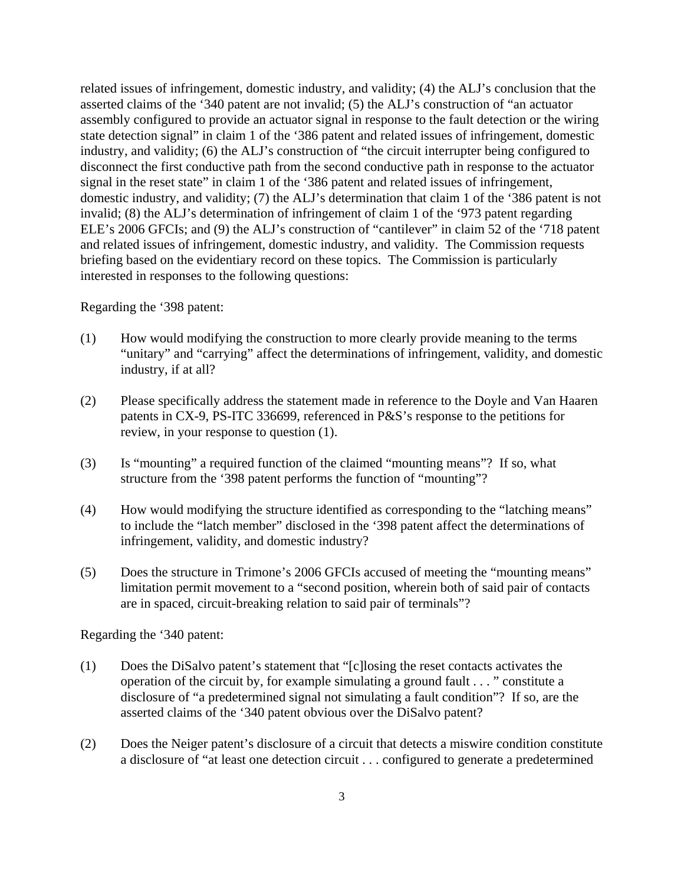related issues of infringement, domestic industry, and validity; (4) the ALJ's conclusion that the asserted claims of the '340 patent are not invalid; (5) the ALJ's construction of "an actuator assembly configured to provide an actuator signal in response to the fault detection or the wiring state detection signal" in claim 1 of the '386 patent and related issues of infringement, domestic industry, and validity; (6) the ALJ's construction of "the circuit interrupter being configured to disconnect the first conductive path from the second conductive path in response to the actuator signal in the reset state" in claim 1 of the '386 patent and related issues of infringement, domestic industry, and validity; (7) the ALJ's determination that claim 1 of the '386 patent is not invalid; (8) the ALJ's determination of infringement of claim 1 of the '973 patent regarding ELE's 2006 GFCIs; and (9) the ALJ's construction of "cantilever" in claim 52 of the '718 patent and related issues of infringement, domestic industry, and validity. The Commission requests briefing based on the evidentiary record on these topics. The Commission is particularly interested in responses to the following questions:

Regarding the '398 patent:

(1) How would modifying the construction to more clearly provide meaning to the terms "unitary" and "carrying" affect the determinations of infringement, validity, and domestic industry, if at all?

(2) Please specifically address the statement made in reference to the Doyle and Van Haaren patents in CX-9, PS-ITC 336699, referenced in P&S's response to the petitions for review, in your response to question (1).

(3) Is "mounting" a required function of the claimed "mounting means"? If so, what structure from the '398 patent performs the function of "mounting"?

(4) How would modifying the structure identified as corresponding to the "latching means" to include the "latch member" disclosed in the '398 patent affect the determinations of infringement, validity, and domestic industry?

(5) Does the structure in Trimone's 2006 GFCIs accused of meeting the "mounting means" limitation permit movement to a "second position, wherein both of said pair of contacts are in spaced, circuit-breaking relation to said pair of terminals"?

Regarding the '340 patent:

(1) Does the DiSalvo patent's statement that "[c]losing the reset contacts activates the operation of the circuit by, for example simulating a ground fault . . . " constitute a disclosure of "a predetermined signal not simulating a fault condition"? If so, are the asserted claims of the '340 patent obvious over the DiSalvo patent?

(2) Does the Neiger patent's disclosure of a circuit that detects a miswire condition constitute a disclosure of "at least one detection circuit . . . configured to generate a predetermined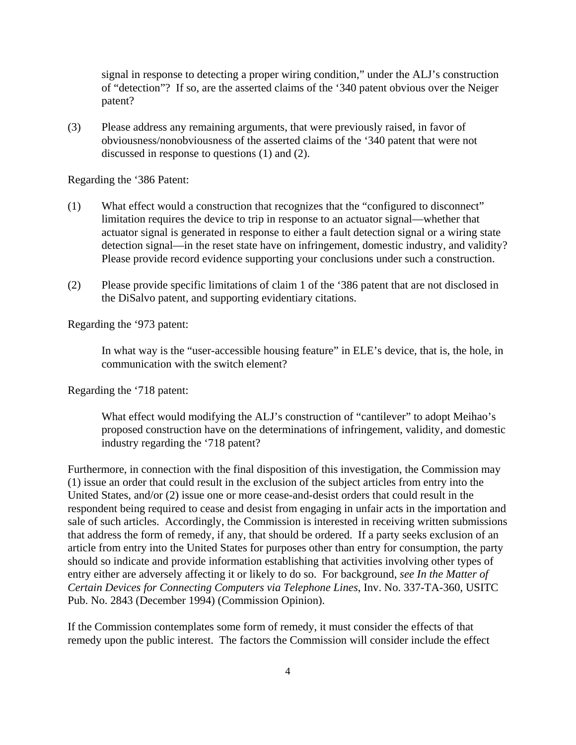signal in response to detecting a proper wiring condition," under the ALJ's construction of "detection"? If so, are the asserted claims of the '340 patent obvious over the Neiger patent?

(3) Please address any remaining arguments, that were previously raised, in favor of obviousness/nonobviousness of the asserted claims of the '340 patent that were not discussed in response to questions (1) and (2).

Regarding the '386 Patent:

(1) What effect would a construction that recognizes that the "configured to disconnect" limitation requires the device to trip in response to an actuator signal—whether that actuator signal is generated in response to either a fault detection signal or a wiring state detection signal—in the reset state have on infringement, domestic industry, and validity? Please provide record evidence supporting your conclusions under such a construction.

(2) Please provide specific limitations of claim 1 of the '386 patent that are not disclosed in the DiSalvo patent, and supporting evidentiary citations.

Regarding the '973 patent:

In what way is the "user-accessible housing feature" in ELE's device, that is, the hole, in communication with the switch element?

Regarding the '718 patent:

What effect would modifying the ALJ's construction of "cantilever" to adopt Meihao's proposed construction have on the determinations of infringement, validity, and domestic industry regarding the '718 patent?

Furthermore, in connection with the final disposition of this investigation, the Commission may (1) issue an order that could result in the exclusion of the subject articles from entry into the United States, and/or (2) issue one or more cease-and-desist orders that could result in the respondent being required to cease and desist from engaging in unfair acts in the importation and sale of such articles. Accordingly, the Commission is interested in receiving written submissions that address the form of remedy, if any, that should be ordered. If a party seeks exclusion of an article from entry into the United States for purposes other than entry for consumption, the party should so indicate and provide information establishing that activities involving other types of entry either are adversely affecting it or likely to do so. For background, *see In the Matter of Certain Devices for Connecting Computers via Telephone Lines*, Inv. No. 337-TA-360, USITC Pub. No. 2843 (December 1994) (Commission Opinion).

If the Commission contemplates some form of remedy, it must consider the effects of that remedy upon the public interest. The factors the Commission will consider include the effect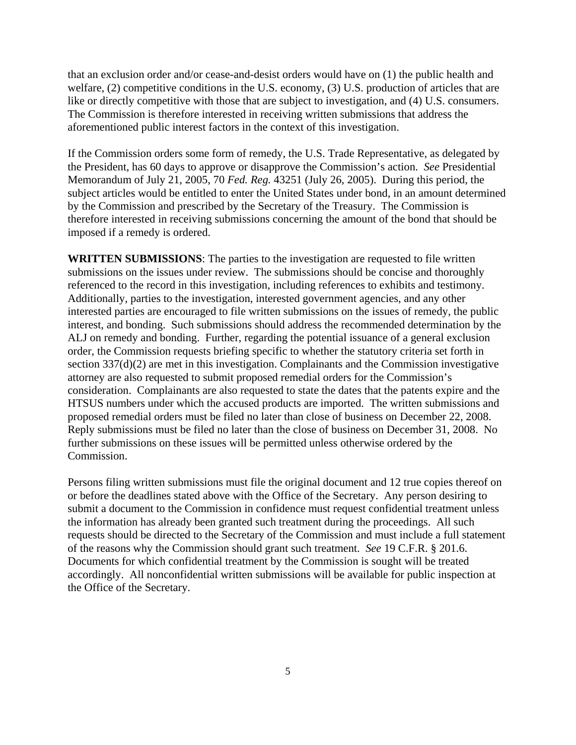that an exclusion order and/or cease-and-desist orders would have on (1) the public health and welfare, (2) competitive conditions in the U.S. economy, (3) U.S. production of articles that are like or directly competitive with those that are subject to investigation, and (4) U.S. consumers. The Commission is therefore interested in receiving written submissions that address the aforementioned public interest factors in the context of this investigation.

If the Commission orders some form of remedy, the U.S. Trade Representative, as delegated by the President, has 60 days to approve or disapprove the Commission's action. *See* Presidential Memorandum of July 21, 2005, 70 *Fed. Reg.* 43251 (July 26, 2005). During this period, the subject articles would be entitled to enter the United States under bond, in an amount determined by the Commission and prescribed by the Secretary of the Treasury. The Commission is therefore interested in receiving submissions concerning the amount of the bond that should be imposed if a remedy is ordered.

**WRITTEN SUBMISSIONS**: The parties to the investigation are requested to file written submissions on the issues under review. The submissions should be concise and thoroughly referenced to the record in this investigation, including references to exhibits and testimony. Additionally, parties to the investigation, interested government agencies, and any other interested parties are encouraged to file written submissions on the issues of remedy, the public interest, and bonding. Such submissions should address the recommended determination by the ALJ on remedy and bonding. Further, regarding the potential issuance of a general exclusion order, the Commission requests briefing specific to whether the statutory criteria set forth in section 337(d)(2) are met in this investigation. Complainants and the Commission investigative attorney are also requested to submit proposed remedial orders for the Commission's consideration. Complainants are also requested to state the dates that the patents expire and the HTSUS numbers under which the accused products are imported. The written submissions and proposed remedial orders must be filed no later than close of business on December 22, 2008. Reply submissions must be filed no later than the close of business on December 31, 2008. No further submissions on these issues will be permitted unless otherwise ordered by the Commission.

Persons filing written submissions must file the original document and 12 true copies thereof on or before the deadlines stated above with the Office of the Secretary. Any person desiring to submit a document to the Commission in confidence must request confidential treatment unless the information has already been granted such treatment during the proceedings. All such requests should be directed to the Secretary of the Commission and must include a full statement of the reasons why the Commission should grant such treatment. *See* 19 C.F.R. § 201.6. Documents for which confidential treatment by the Commission is sought will be treated accordingly. All nonconfidential written submissions will be available for public inspection at the Office of the Secretary.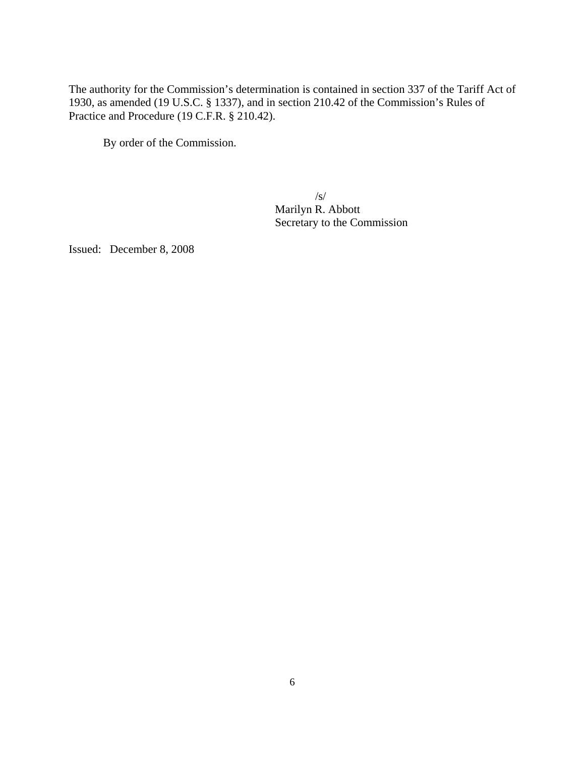The authority for the Commission's determination is contained in section 337 of the Tariff Act of 1930, as amended (19 U.S.C. § 1337), and in section 210.42 of the Commission's Rules of Practice and Procedure (19 C.F.R. § 210.42).

By order of the Commission.

/s/
Marilyn R. Abbott
Secretary to the Commission

Issued: December 8, 2008